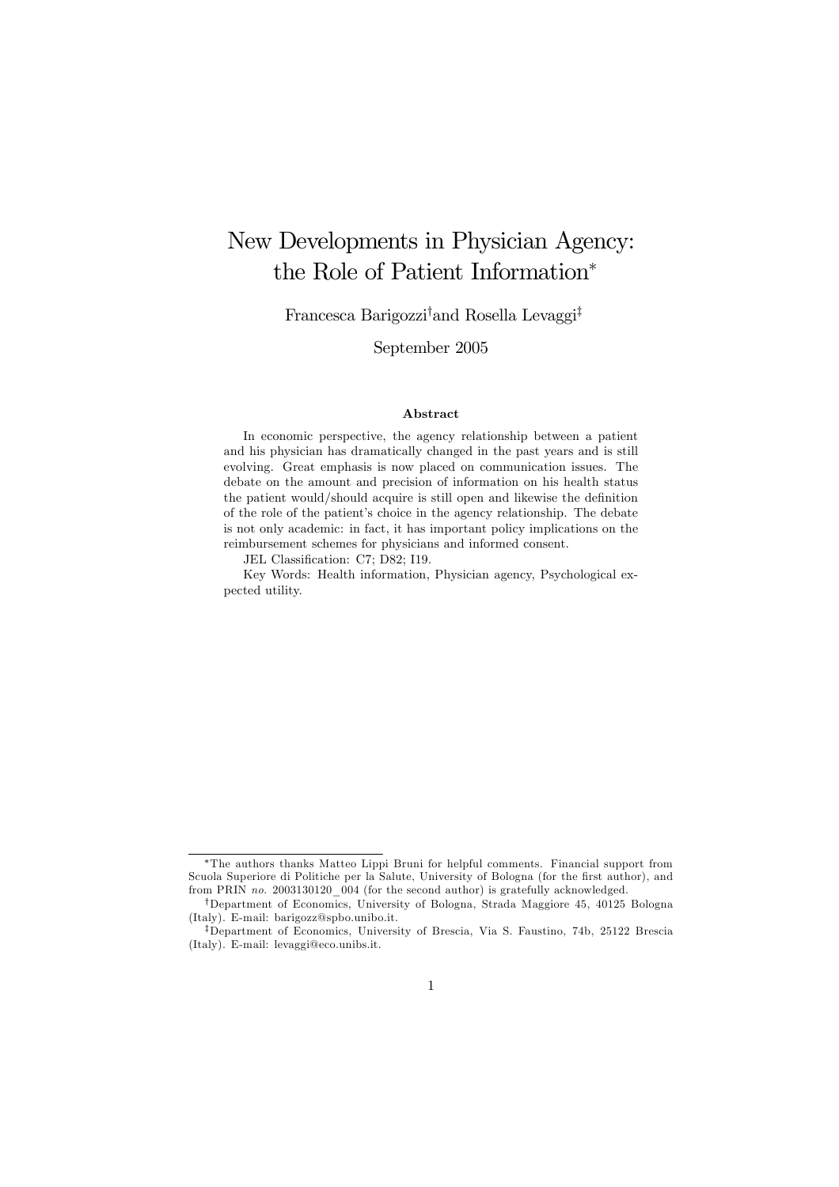# New Developments in Physician Agency: the Role of Patient Information[*]

Francesca Barigozzi[†] and Rosella Levaggi[‡]

September 2005

**Abstract**

In economic perspective, the agency relationship between a patient and his physician has dramatically changed in the past years and is still evolving. Great emphasis is now placed on communication issues. The debate on the amount and precision of information on his health status the patient would/should acquire is still open and likewise the definition of the role of the patient's choice in the agency relationship. The debate is not only academic: in fact, it has important policy implications on the reimbursement schemes for physicians and informed consent.

JEL Classification: C7; D82; I19.

Key Words: Health information, Physician agency, Psychological expected utility.

---

[*] The authors thanks Matteo Lippi Bruni for helpful comments. Financial support from Scuola Superiore di Politiche per la Salute, University of Bologna (for the first author), and from PRIN *no.* 2003130120_004 (for the second author) is gratefully acknowledged.

[†] Department of Economics, University of Bologna, Strada Maggiore 45, 40125 Bologna (Italy). E-mail: barigozz@spbo.unibo.it.

[‡] Department of Economics, University of Brescia, Via S. Faustino, 74b, 25122 Brescia (Italy). E-mail: levaggi@eco.unibs.it.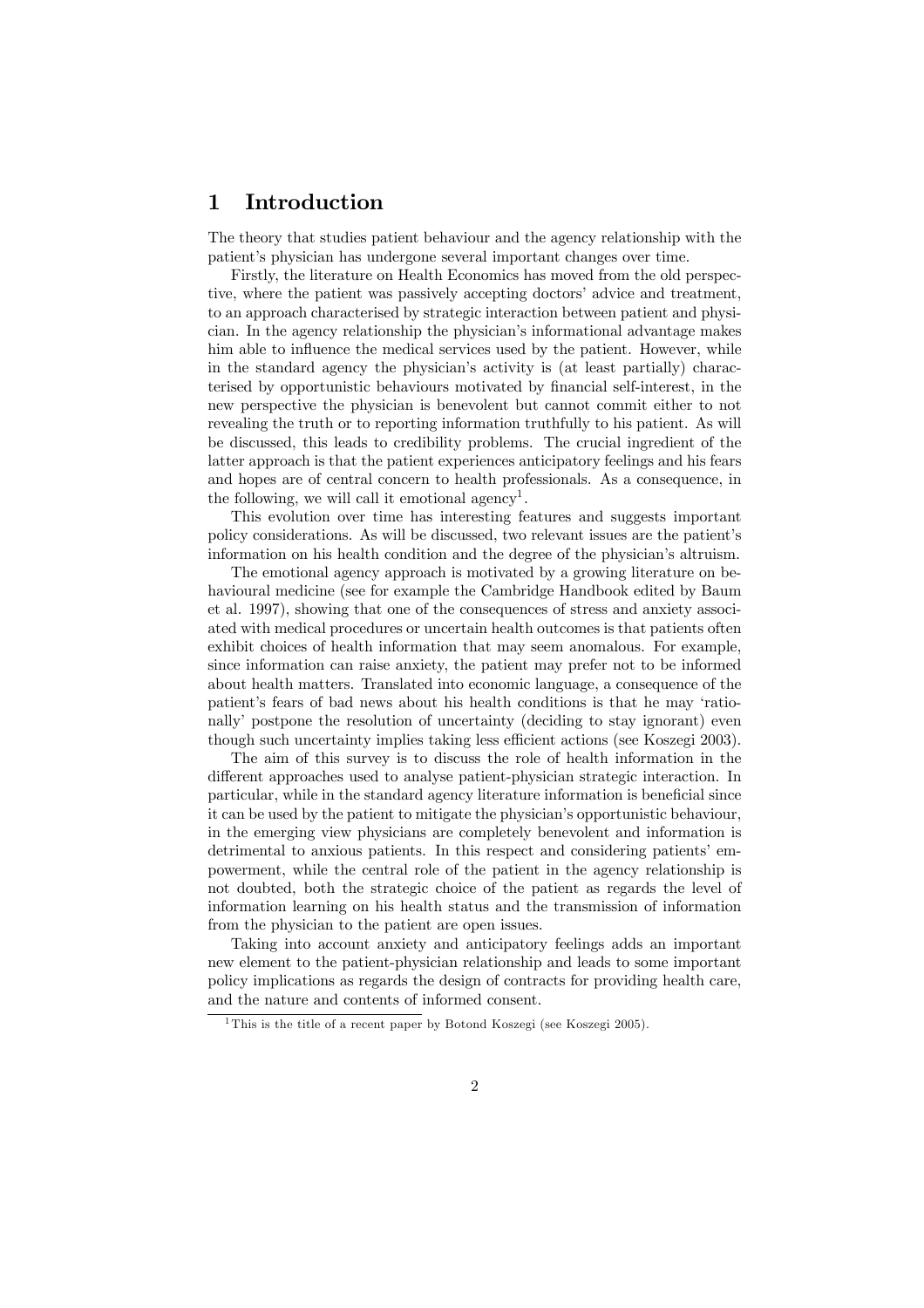# 1 Introduction

The theory that studies patient behaviour and the agency relationship with the patient's physician has undergone several important changes over time.

Firstly, the literature on Health Economics has moved from the old perspective, where the patient was passively accepting doctors' advice and treatment, to an approach characterised by strategic interaction between patient and physician. In the agency relationship the physician's informational advantage makes him able to influence the medical services used by the patient. However, while in the standard agency the physician's activity is (at least partially) characterised by opportunistic behaviours motivated by financial self-interest, in the new perspective the physician is benevolent but cannot commit either to not revealing the truth or to reporting information truthfully to his patient. As will be discussed, this leads to credibility problems. The crucial ingredient of the latter approach is that the patient experiences anticipatory feelings and his fears and hopes are of central concern to health professionals. As a consequence, in the following, we will call it emotional agency[1].

This evolution over time has interesting features and suggests important policy considerations. As will be discussed, two relevant issues are the patient's information on his health condition and the degree of the physician's altruism.

The emotional agency approach is motivated by a growing literature on behavioural medicine (see for example the Cambridge Handbook edited by Baum et al. 1997), showing that one of the consequences of stress and anxiety associated with medical procedures or uncertain health outcomes is that patients often exhibit choices of health information that may seem anomalous. For example, since information can raise anxiety, the patient may prefer not to be informed about health matters. Translated into economic language, a consequence of the patient's fears of bad news about his health conditions is that he may 'rationally' postpone the resolution of uncertainty (deciding to stay ignorant) even though such uncertainty implies taking less efficient actions (see Koszegi 2003).

The aim of this survey is to discuss the role of health information in the different approaches used to analyse patient-physician strategic interaction. In particular, while in the standard agency literature information is beneficial since it can be used by the patient to mitigate the physician's opportunistic behaviour, in the emerging view physicians are completely benevolent and information is detrimental to anxious patients. In this respect and considering patients' empowerment, while the central role of the patient in the agency relationship is not doubted, both the strategic choice of the patient as regards the level of information learning on his health status and the transmission of information from the physician to the patient are open issues.

Taking into account anxiety and anticipatory feelings adds an important new element to the patient-physician relationship and leads to some important policy implications as regards the design of contracts for providing health care, and the nature and contents of informed consent.

[1] This is the title of a recent paper by Botond Koszegi (see Koszegi 2005).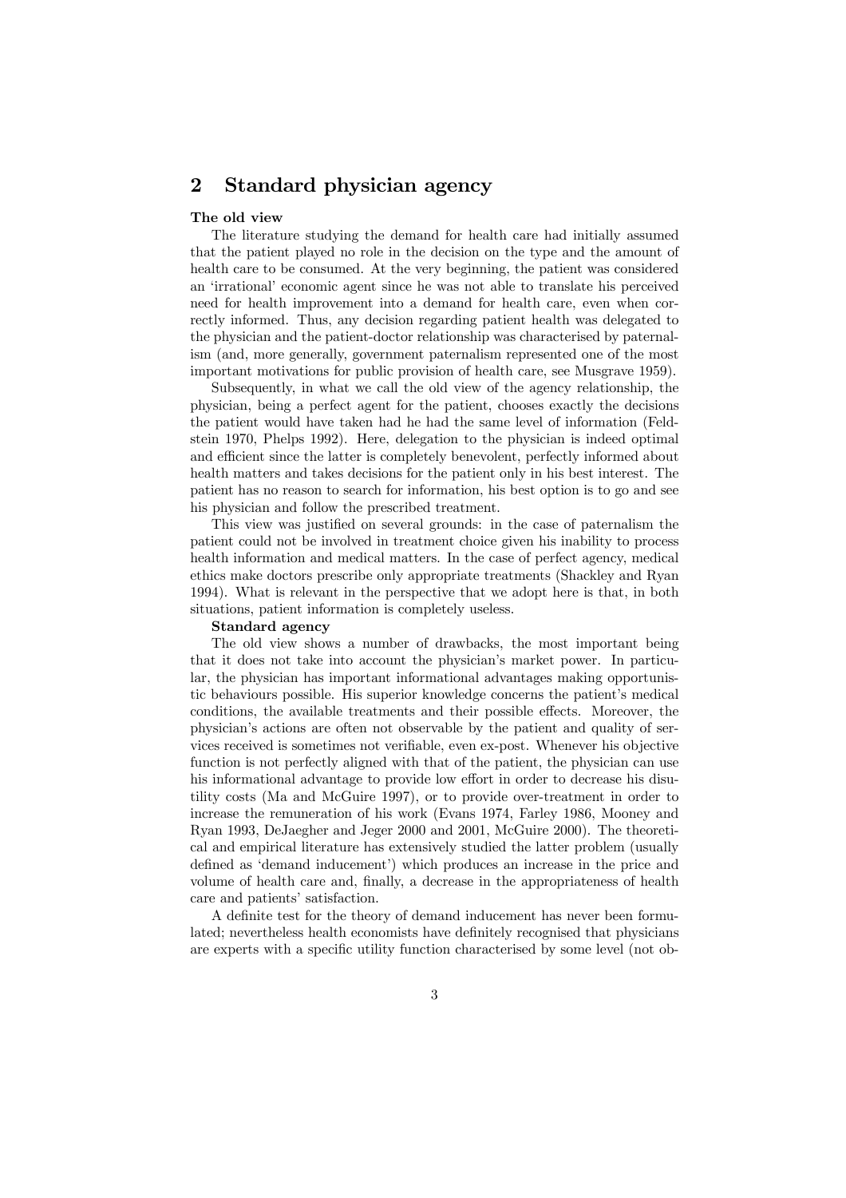## 2 Standard physician agency

**The old view**

The literature studying the demand for health care had initially assumed that the patient played no role in the decision on the type and the amount of health care to be consumed. At the very beginning, the patient was considered an 'irrational' economic agent since he was not able to translate his perceived need for health improvement into a demand for health care, even when correctly informed. Thus, any decision regarding patient health was delegated to the physician and the patient-doctor relationship was characterised by paternalism (and, more generally, government paternalism represented one of the most important motivations for public provision of health care, see Musgrave 1959).

Subsequently, in what we call the old view of the agency relationship, the physician, being a perfect agent for the patient, chooses exactly the decisions the patient would have taken had he had the same level of information (Feldstein 1970, Phelps 1992). Here, delegation to the physician is indeed optimal and efficient since the latter is completely benevolent, perfectly informed about health matters and takes decisions for the patient only in his best interest. The patient has no reason to search for information, his best option is to go and see his physician and follow the prescribed treatment.

This view was justified on several grounds: in the case of paternalism the patient could not be involved in treatment choice given his inability to process health information and medical matters. In the case of perfect agency, medical ethics make doctors prescribe only appropriate treatments (Shackley and Ryan 1994). What is relevant in the perspective that we adopt here is that, in both situations, patient information is completely useless.

**Standard agency**

The old view shows a number of drawbacks, the most important being that it does not take into account the physician's market power. In particular, the physician has important informational advantages making opportunistic behaviours possible. His superior knowledge concerns the patient's medical conditions, the available treatments and their possible effects. Moreover, the physician's actions are often not observable by the patient and quality of services received is sometimes not verifiable, even ex-post. Whenever his objective function is not perfectly aligned with that of the patient, the physician can use his informational advantage to provide low effort in order to decrease his disutility costs (Ma and McGuire 1997), or to provide over-treatment in order to increase the remuneration of his work (Evans 1974, Farley 1986, Mooney and Ryan 1993, DeJaegher and Jeger 2000 and 2001, McGuire 2000). The theoretical and empirical literature has extensively studied the latter problem (usually defined as 'demand inducement') which produces an increase in the price and volume of health care and, finally, a decrease in the appropriateness of health care and patients' satisfaction.

A definite test for the theory of demand inducement has never been formulated; nevertheless health economists have definitely recognised that physicians are experts with a specific utility function characterised by some level (not ob-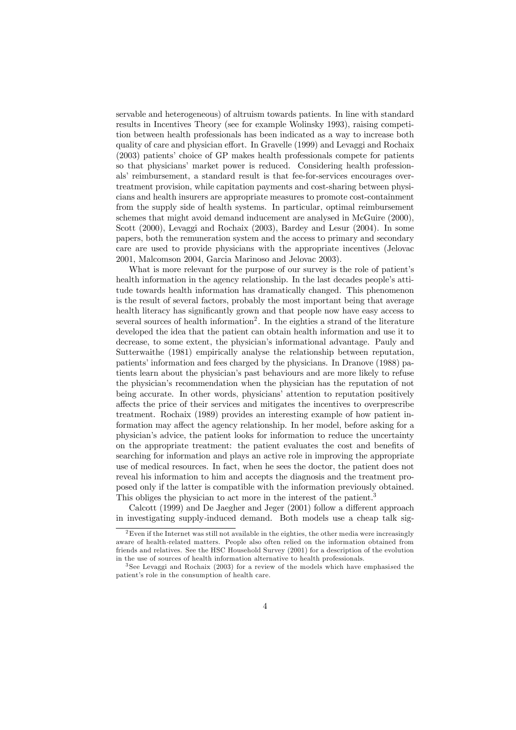servable and heterogeneous) of altruism towards patients. In line with standard results in Incentives Theory (see for example Wolinsky 1993), raising competition between health professionals has been indicated as a way to increase both quality of care and physician effort. In Gravelle (1999) and Levaggi and Rochaix (2003) patients' choice of GP makes health professionals compete for patients so that physicians' market power is reduced. Considering health professionals' reimbursement, a standard result is that fee-for-services encourages overtreatment provision, while capitation payments and cost-sharing between physicians and health insurers are appropriate measures to promote cost-containment from the supply side of health systems. In particular, optimal reimbursement schemes that might avoid demand inducement are analysed in McGuire (2000), Scott (2000), Levaggi and Rochaix (2003), Bardey and Lesur (2004). In some papers, both the remuneration system and the access to primary and secondary care are used to provide physicians with the appropriate incentives (Jelovac 2001, Malcomson 2004, Garcia Marinoso and Jelovac 2003).

What is more relevant for the purpose of our survey is the role of patient's health information in the agency relationship. In the last decades people's attitude towards health information has dramatically changed. This phenomenon is the result of several factors, probably the most important being that average health literacy has significantly grown and that people now have easy access to several sources of health information[2]. In the eighties a strand of the literature developed the idea that the patient can obtain health information and use it to decrease, to some extent, the physician's informational advantage. Pauly and Sutterwaithe (1981) empirically analyse the relationship between reputation, patients' information and fees charged by the physicians. In Dranove (1988) patients learn about the physician's past behaviours and are more likely to refuse the physician's recommendation when the physician has the reputation of not being accurate. In other words, physicians' attention to reputation positively affects the price of their services and mitigates the incentives to overprescribe treatment. Rochaix (1989) provides an interesting example of how patient information may affect the agency relationship. In her model, before asking for a physician's advice, the patient looks for information to reduce the uncertainty on the appropriate treatment: the patient evaluates the cost and benefits of searching for information and plays an active role in improving the appropriate use of medical resources. In fact, when he sees the doctor, the patient does not reveal his information to him and accepts the diagnosis and the treatment proposed only if the latter is compatible with the information previously obtained. This obliges the physician to act more in the interest of the patient.[3]

Calcott (1999) and De Jaegher and Jeger (2001) follow a different approach in investigating supply-induced demand. Both models use a cheap talk sig-

---

[2] Even if the Internet was still not available in the eighties, the other media were increasingly aware of health-related matters. People also often relied on the information obtained from friends and relatives. See the HSC Household Survey (2001) for a description of the evolution in the use of sources of health information alternative to health professionals.

[3] See Levaggi and Rochaix (2003) for a review of the models which have emphasised the patient's role in the consumption of health care.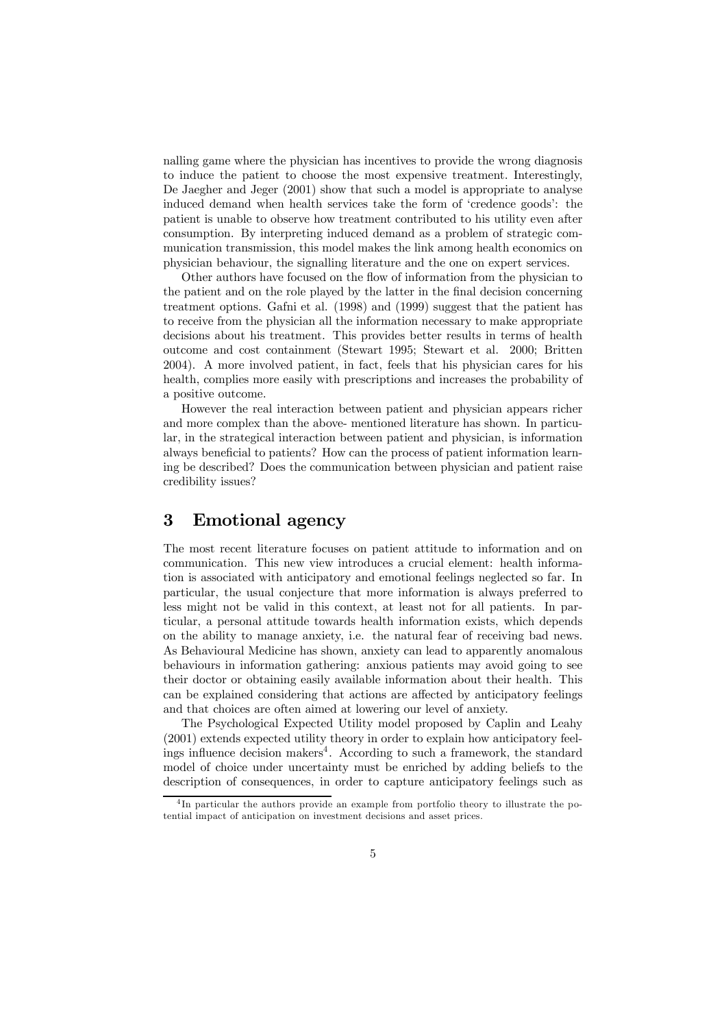nalling game where the physician has incentives to provide the wrong diagnosis to induce the patient to choose the most expensive treatment. Interestingly, De Jaegher and Jeger (2001) show that such a model is appropriate to analyse induced demand when health services take the form of 'credence goods': the patient is unable to observe how treatment contributed to his utility even after consumption. By interpreting induced demand as a problem of strategic communication transmission, this model makes the link among health economics on physician behaviour, the signalling literature and the one on expert services.

Other authors have focused on the flow of information from the physician to the patient and on the role played by the latter in the final decision concerning treatment options. Gafni et al. (1998) and (1999) suggest that the patient has to receive from the physician all the information necessary to make appropriate decisions about his treatment. This provides better results in terms of health outcome and cost containment (Stewart 1995; Stewart et al. 2000; Britten 2004). A more involved patient, in fact, feels that his physician cares for his health, complies more easily with prescriptions and increases the probability of a positive outcome.

However the real interaction between patient and physician appears richer and more complex than the above- mentioned literature has shown. In particular, in the strategical interaction between patient and physician, is information always beneficial to patients? How can the process of patient information learning be described? Does the communication between physician and patient raise credibility issues?

## 3 Emotional agency

The most recent literature focuses on patient attitude to information and on communication. This new view introduces a crucial element: health information is associated with anticipatory and emotional feelings neglected so far. In particular, the usual conjecture that more information is always preferred to less might not be valid in this context, at least not for all patients. In particular, a personal attitude towards health information exists, which depends on the ability to manage anxiety, i.e. the natural fear of receiving bad news. As Behavioural Medicine has shown, anxiety can lead to apparently anomalous behaviours in information gathering: anxious patients may avoid going to see their doctor or obtaining easily available information about their health. This can be explained considering that actions are affected by anticipatory feelings and that choices are often aimed at lowering our level of anxiety.

The Psychological Expected Utility model proposed by Caplin and Leahy (2001) extends expected utility theory in order to explain how anticipatory feelings influence decision makers[4]. According to such a framework, the standard model of choice under uncertainty must be enriched by adding beliefs to the description of consequences, in order to capture anticipatory feelings such as

[4] In particular the authors provide an example from portfolio theory to illustrate the potential impact of anticipation on investment decisions and asset prices.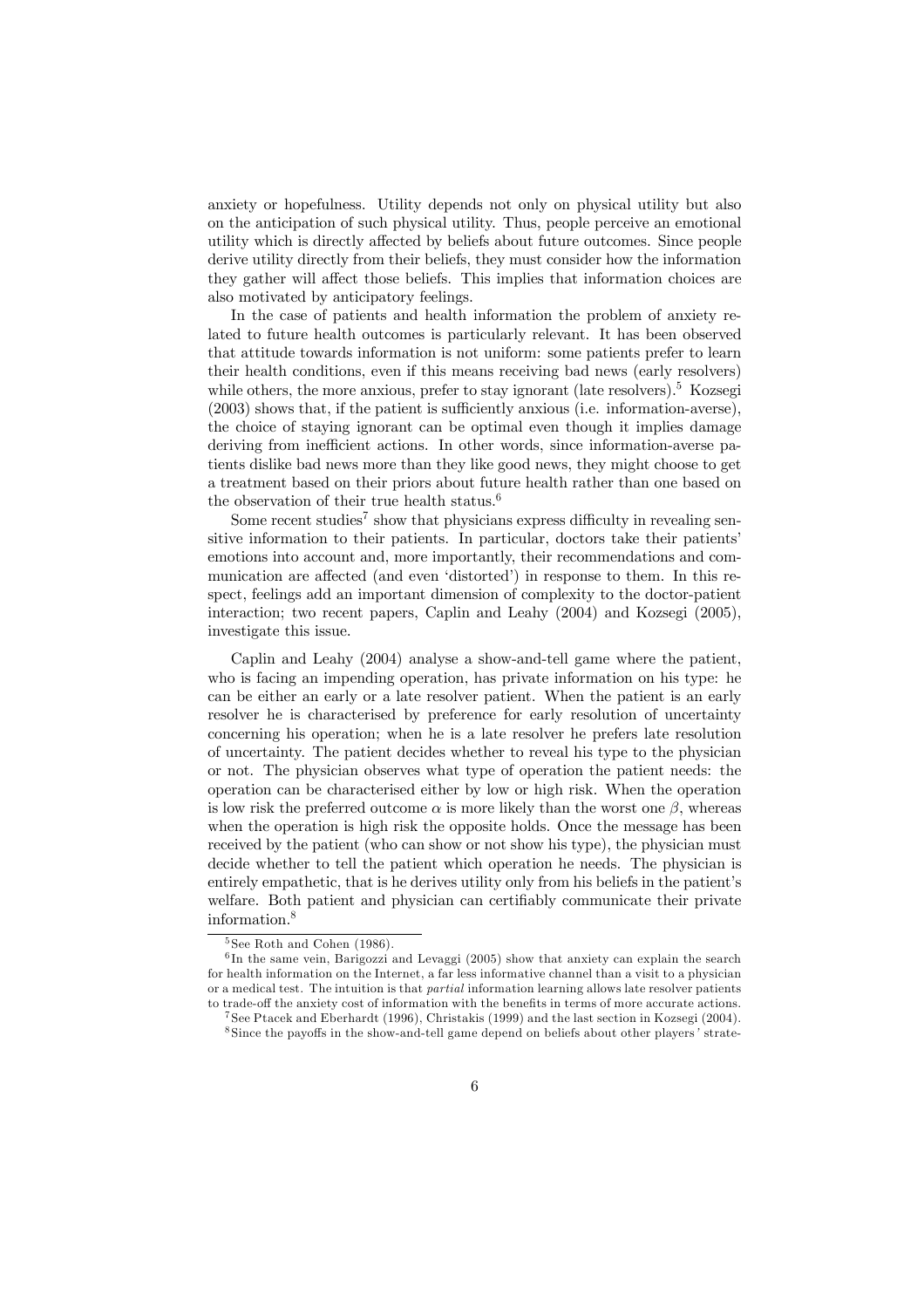anxiety or hopefulness. Utility depends not only on physical utility but also on the anticipation of such physical utility. Thus, people perceive an emotional utility which is directly affected by beliefs about future outcomes. Since people derive utility directly from their beliefs, they must consider how the information they gather will affect those beliefs. This implies that information choices are also motivated by anticipatory feelings.

In the case of patients and health information the problem of anxiety related to future health outcomes is particularly relevant. It has been observed that attitude towards information is not uniform: some patients prefer to learn their health conditions, even if this means receiving bad news (early resolvers) while others, the more anxious, prefer to stay ignorant (late resolvers).[5] Kozsegi (2003) shows that, if the patient is sufficiently anxious (i.e. information-averse), the choice of staying ignorant can be optimal even though it implies damage deriving from inefficient actions. In other words, since information-averse patients dislike bad news more than they like good news, they might choose to get a treatment based on their priors about future health rather than one based on the observation of their true health status.[6]

Some recent studies[7] show that physicians express difficulty in revealing sensitive information to their patients. In particular, doctors take their patients' emotions into account and, more importantly, their recommendations and communication are affected (and even 'distorted') in response to them. In this respect, feelings add an important dimension of complexity to the doctor-patient interaction; two recent papers, Caplin and Leahy (2004) and Kozsegi (2005), investigate this issue.

Caplin and Leahy (2004) analyse a show-and-tell game where the patient, who is facing an impending operation, has private information on his type: he can be either an early or a late resolver patient. When the patient is an early resolver he is characterised by preference for early resolution of uncertainty concerning his operation; when he is a late resolver he prefers late resolution of uncertainty. The patient decides whether to reveal his type to the physician or not. The physician observes what type of operation the patient needs: the operation can be characterised either by low or high risk. When the operation is low risk the preferred outcome $\alpha$ is more likely than the worst one $\beta$, whereas when the operation is high risk the opposite holds. Once the message has been received by the patient (who can show or not show his type), the physician must decide whether to tell the patient which operation he needs. The physician is entirely empathetic, that is he derives utility only from his beliefs in the patient's welfare. Both patient and physician can certifiably communicate their private information.[8]

[5] See Roth and Cohen (1986).

[6] In the same vein, Barigozzi and Levaggi (2005) show that anxiety can explain the search for health information on the Internet, a far less informative channel than a visit to a physician or a medical test. The intuition is that *partial* information learning allows late resolver patients to trade-off the anxiety cost of information with the benefits in terms of more accurate actions.

[7] See Ptacek and Eberhardt (1996), Christakis (1999) and the last section in Kozsegi (2004).

[8] Since the payoffs in the show-and-tell game depend on beliefs about other players' strate-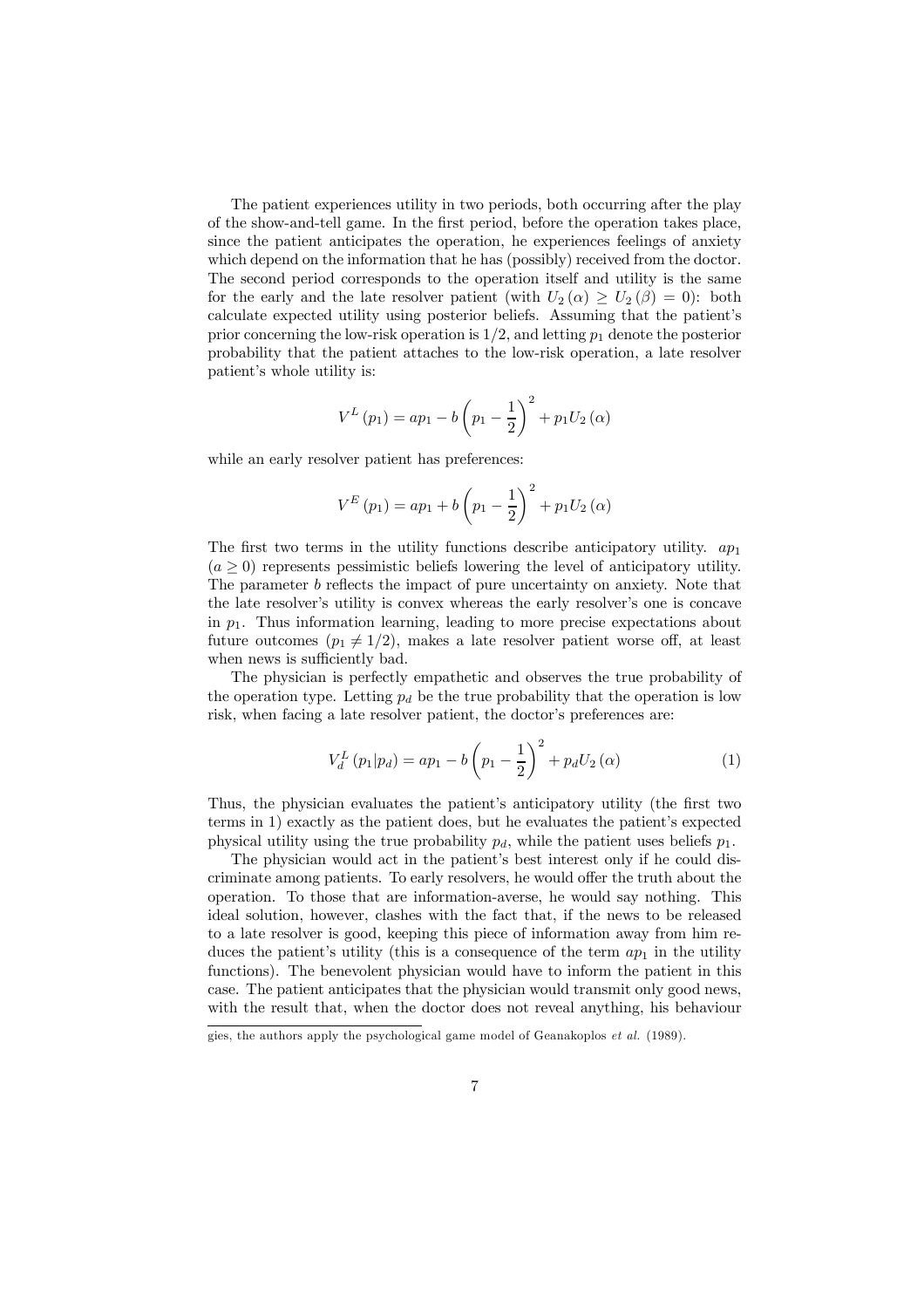The patient experiences utility in two periods, both occurring after the play of the show-and-tell game. In the first period, before the operation takes place, since the patient anticipates the operation, he experiences feelings of anxiety which depend on the information that he has (possibly) received from the doctor. The second period corresponds to the operation itself and utility is the same for the early and the late resolver patient (with $U_2(\alpha) \geq U_2(\beta) = 0$): both calculate expected utility using posterior beliefs. Assuming that the patient's prior concerning the low-risk operation is $1/2$, and letting $p_1$ denote the posterior probability that the patient attaches to the low-risk operation, a late resolver patient's whole utility is:

$$V^L(p_1) = ap_1 - b\left(p_1 - \frac{1}{2}\right)^2 + p_1 U_2(\alpha)$$

while an early resolver patient has preferences:

$$V^E(p_1) = ap_1 + b\left(p_1 - \frac{1}{2}\right)^2 + p_1 U_2(\alpha)$$

The first two terms in the utility functions describe anticipatory utility. $ap_1$ ($a \geq 0$) represents pessimistic beliefs lowering the level of anticipatory utility. The parameter $b$ reflects the impact of pure uncertainty on anxiety. Note that the late resolver's utility is convex whereas the early resolver's one is concave in $p_1$. Thus information learning, leading to more precise expectations about future outcomes ($p_1 \neq 1/2$), makes a late resolver patient worse off, at least when news is sufficiently bad.

The physician is perfectly empathetic and observes the true probability of the operation type. Letting $p_d$ be the true probability that the operation is low risk, when facing a late resolver patient, the doctor's preferences are:

$$V_d^L(p_1|p_d) = ap_1 - b\left(p_1 - \frac{1}{2}\right)^2 + p_d U_2(\alpha) \tag{1}$$

Thus, the physician evaluates the patient's anticipatory utility (the first two terms in 1) exactly as the patient does, but he evaluates the patient's expected physical utility using the true probability $p_d$, while the patient uses beliefs $p_1$.

The physician would act in the patient's best interest only if he could discriminate among patients. To early resolvers, he would offer the truth about the operation. To those that are information-averse, he would say nothing. This ideal solution, however, clashes with the fact that, if the news to be released to a late resolver is good, keeping this piece of information away from him reduces the patient's utility (this is a consequence of the term $ap_1$ in the utility functions). The benevolent physician would have to inform the patient in this case. The patient anticipates that the physician would transmit only good news, with the result that, when the doctor does not reveal anything, his behaviour

gies, the authors apply the psychological game model of Geanakoplos *et al.* (1989).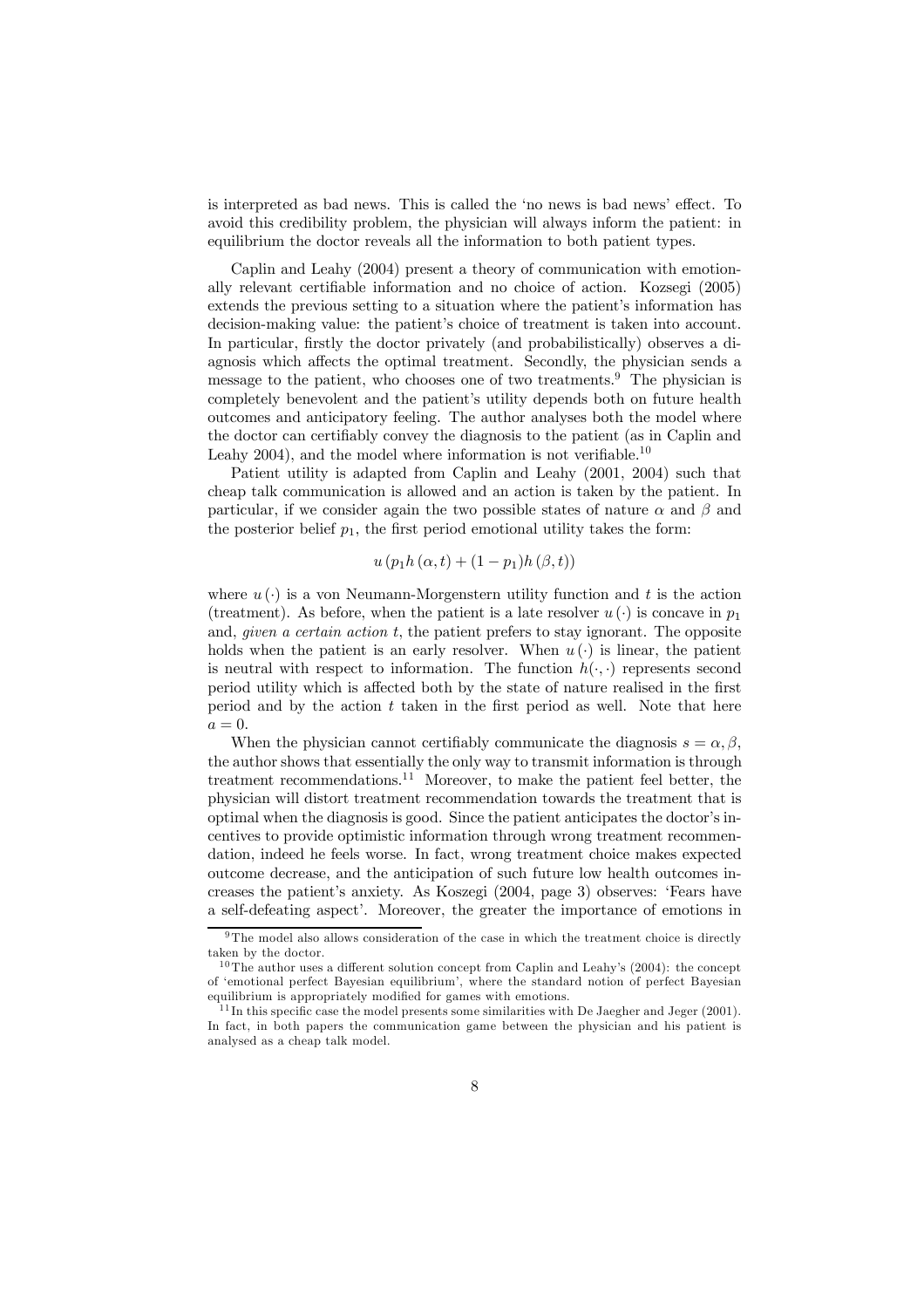is interpreted as bad news. This is called the 'no news is bad news' effect. To avoid this credibility problem, the physician will always inform the patient: in equilibrium the doctor reveals all the information to both patient types.

Caplin and Leahy (2004) present a theory of communication with emotionally relevant certifiable information and no choice of action. Kozsegi (2005) extends the previous setting to a situation where the patient's information has decision-making value: the patient's choice of treatment is taken into account. In particular, firstly the doctor privately (and probabilistically) observes a diagnosis which affects the optimal treatment. Secondly, the physician sends a message to the patient, who chooses one of two treatments.[9] The physician is completely benevolent and the patient's utility depends both on future health outcomes and anticipatory feeling. The author analyses both the model where the doctor can certifiably convey the diagnosis to the patient (as in Caplin and Leahy 2004), and the model where information is not verifiable.[10]

Patient utility is adapted from Caplin and Leahy (2001, 2004) such that cheap talk communication is allowed and an action is taken by the patient. In particular, if we consider again the two possible states of nature $\alpha$ and $\beta$ and the posterior belief $p_1$, the first period emotional utility takes the form:

$$u\left(p_1 h\left(\alpha, t\right) + (1 - p_1) h\left(\beta, t\right)\right)$$

where $u(\cdot)$ is a von Neumann-Morgenstern utility function and $t$ is the action (treatment). As before, when the patient is a late resolver $u(\cdot)$ is concave in $p_1$ and, *given a certain action* $t$, the patient prefers to stay ignorant. The opposite holds when the patient is an early resolver. When $u(\cdot)$ is linear, the patient is neutral with respect to information. The function $h(\cdot, \cdot)$ represents second period utility which is affected both by the state of nature realised in the first period and by the action $t$ taken in the first period as well. Note that here $a = 0$.

When the physician cannot certifiably communicate the diagnosis $s = \alpha, \beta$, the author shows that essentially the only way to transmit information is through treatment recommendations.[11] Moreover, to make the patient feel better, the physician will distort treatment recommendation towards the treatment that is optimal when the diagnosis is good. Since the patient anticipates the doctor's incentives to provide optimistic information through wrong treatment recommendation, indeed he feels worse. In fact, wrong treatment choice makes expected outcome decrease, and the anticipation of such future low health outcomes increases the patient's anxiety. As Koszegi (2004, page 3) observes: 'Fears have a self-defeating aspect'. Moreover, the greater the importance of emotions in

---

[9] The model also allows consideration of the case in which the treatment choice is directly taken by the doctor.

[10] The author uses a different solution concept from Caplin and Leahy's (2004): the concept of 'emotional perfect Bayesian equilibrium', where the standard notion of perfect Bayesian equilibrium is appropriately modified for games with emotions.

[11] In this specific case the model presents some similarities with De Jaegher and Jeger (2001). In fact, in both papers the communication game between the physician and his patient is analysed as a cheap talk model.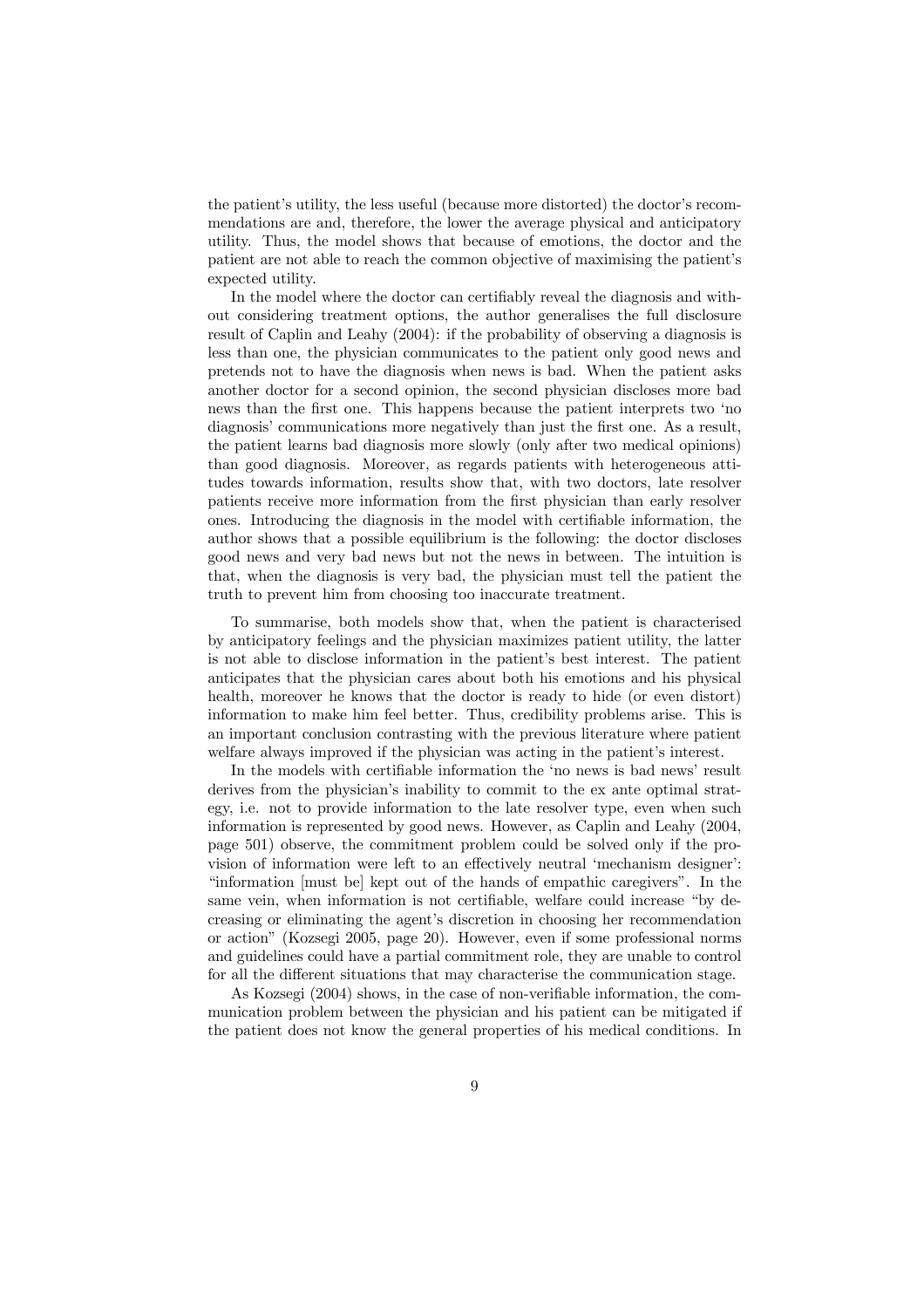the patient's utility, the less useful (because more distorted) the doctor's recommendations are and, therefore, the lower the average physical and anticipatory utility. Thus, the model shows that because of emotions, the doctor and the patient are not able to reach the common objective of maximising the patient's expected utility.

In the model where the doctor can certifiably reveal the diagnosis and without considering treatment options, the author generalises the full disclosure result of Caplin and Leahy (2004): if the probability of observing a diagnosis is less than one, the physician communicates to the patient only good news and pretends not to have the diagnosis when news is bad. When the patient asks another doctor for a second opinion, the second physician discloses more bad news than the first one. This happens because the patient interprets two 'no diagnosis' communications more negatively than just the first one. As a result, the patient learns bad diagnosis more slowly (only after two medical opinions) than good diagnosis. Moreover, as regards patients with heterogeneous attitudes towards information, results show that, with two doctors, late resolver patients receive more information from the first physician than early resolver ones. Introducing the diagnosis in the model with certifiable information, the author shows that a possible equilibrium is the following: the doctor discloses good news and very bad news but not the news in between. The intuition is that, when the diagnosis is very bad, the physician must tell the patient the truth to prevent him from choosing too inaccurate treatment.

To summarise, both models show that, when the patient is characterised by anticipatory feelings and the physician maximizes patient utility, the latter is not able to disclose information in the patient's best interest. The patient anticipates that the physician cares about both his emotions and his physical health, moreover he knows that the doctor is ready to hide (or even distort) information to make him feel better. Thus, credibility problems arise. This is an important conclusion contrasting with the previous literature where patient welfare always improved if the physician was acting in the patient's interest.

In the models with certifiable information the 'no news is bad news' result derives from the physician's inability to commit to the ex ante optimal strategy, i.e. not to provide information to the late resolver type, even when such information is represented by good news. However, as Caplin and Leahy (2004, page 501) observe, the commitment problem could be solved only if the provision of information were left to an effectively neutral 'mechanism designer': "information [must be] kept out of the hands of empathic caregivers". In the same vein, when information is not certifiable, welfare could increase "by decreasing or eliminating the agent's discretion in choosing her recommendation or action" (Kozsegi 2005, page 20). However, even if some professional norms and guidelines could have a partial commitment role, they are unable to control for all the different situations that may characterise the communication stage.

As Kozsegi (2004) shows, in the case of non-verifiable information, the communication problem between the physician and his patient can be mitigated if the patient does not know the general properties of his medical conditions. In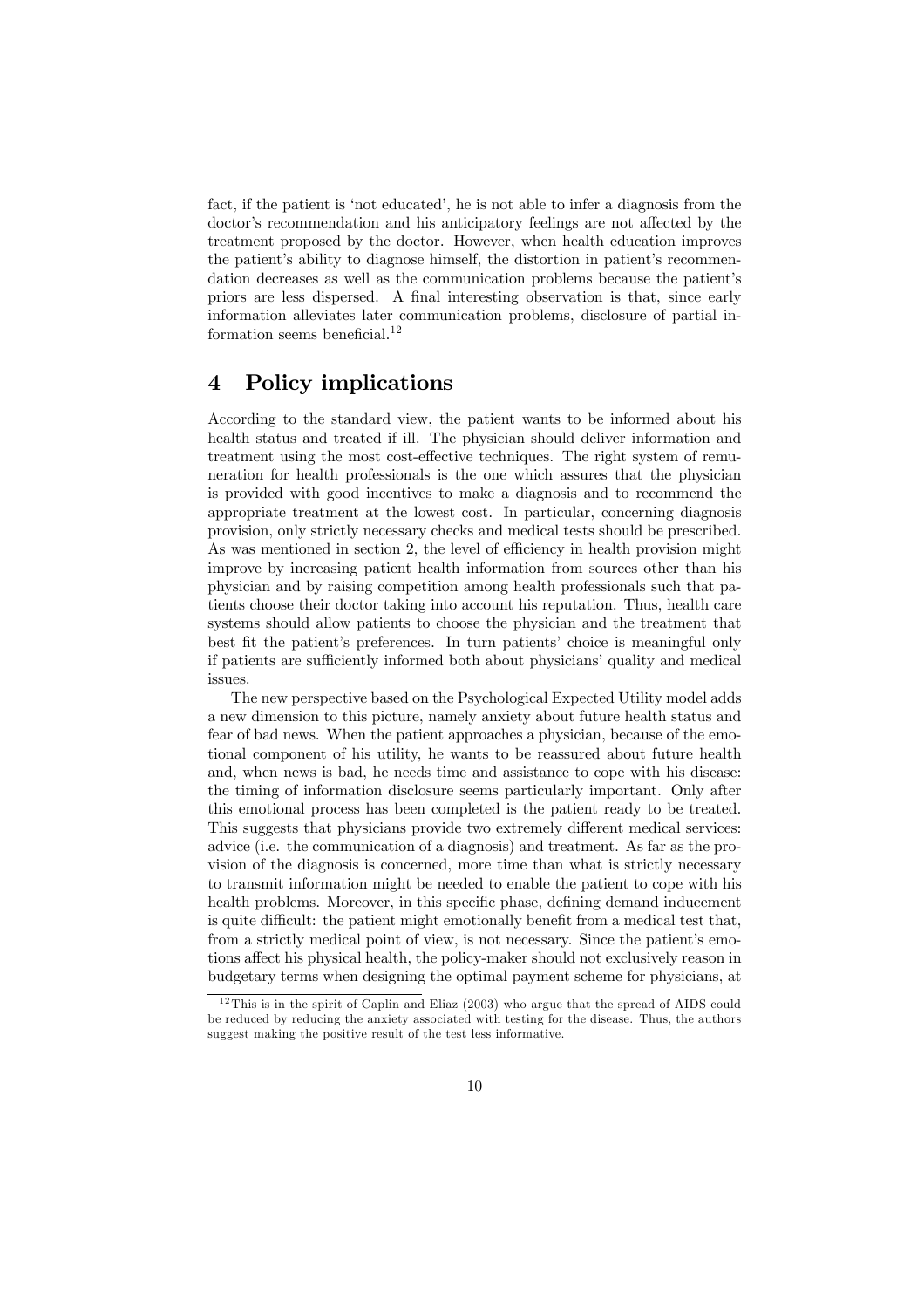fact, if the patient is 'not educated', he is not able to infer a diagnosis from the doctor's recommendation and his anticipatory feelings are not affected by the treatment proposed by the doctor. However, when health education improves the patient's ability to diagnose himself, the distortion in patient's recommendation decreases as well as the communication problems because the patient's priors are less dispersed. A final interesting observation is that, since early information alleviates later communication problems, disclosure of partial information seems beneficial.[12]

# 4 Policy implications

According to the standard view, the patient wants to be informed about his health status and treated if ill. The physician should deliver information and treatment using the most cost-effective techniques. The right system of remuneration for health professionals is the one which assures that the physician is provided with good incentives to make a diagnosis and to recommend the appropriate treatment at the lowest cost. In particular, concerning diagnosis provision, only strictly necessary checks and medical tests should be prescribed. As was mentioned in section 2, the level of efficiency in health provision might improve by increasing patient health information from sources other than his physician and by raising competition among health professionals such that patients choose their doctor taking into account his reputation. Thus, health care systems should allow patients to choose the physician and the treatment that best fit the patient's preferences. In turn patients' choice is meaningful only if patients are sufficiently informed both about physicians' quality and medical issues.

The new perspective based on the Psychological Expected Utility model adds a new dimension to this picture, namely anxiety about future health status and fear of bad news. When the patient approaches a physician, because of the emotional component of his utility, he wants to be reassured about future health and, when news is bad, he needs time and assistance to cope with his disease: the timing of information disclosure seems particularly important. Only after this emotional process has been completed is the patient ready to be treated. This suggests that physicians provide two extremely different medical services: advice (i.e. the communication of a diagnosis) and treatment. As far as the provision of the diagnosis is concerned, more time than what is strictly necessary to transmit information might be needed to enable the patient to cope with his health problems. Moreover, in this specific phase, defining demand inducement is quite difficult: the patient might emotionally benefit from a medical test that, from a strictly medical point of view, is not necessary. Since the patient's emotions affect his physical health, the policy-maker should not exclusively reason in budgetary terms when designing the optimal payment scheme for physicians, at

[12] This is in the spirit of Caplin and Eliaz (2003) who argue that the spread of AIDS could be reduced by reducing the anxiety associated with testing for the disease. Thus, the authors suggest making the positive result of the test less informative.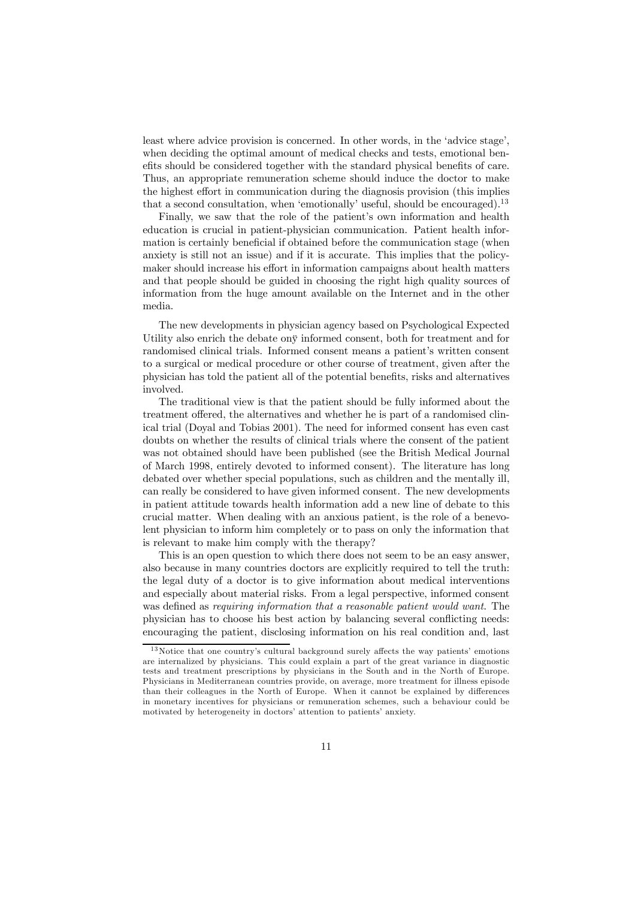least where advice provision is concerned. In other words, in the 'advice stage', when deciding the optimal amount of medical checks and tests, emotional benefits should be considered together with the standard physical benefits of care. Thus, an appropriate remuneration scheme should induce the doctor to make the highest effort in communication during the diagnosis provision (this implies that a second consultation, when 'emotionally' useful, should be encouraged).[13]

Finally, we saw that the role of the patient's own information and health education is crucial in patient-physician communication. Patient health information is certainly beneficial if obtained before the communication stage (when anxiety is still not an issue) and if it is accurate. This implies that the policymaker should increase his effort in information campaigns about health matters and that people should be guided in choosing the right high quality sources of information from the huge amount available on the Internet and in the other media.

The new developments in physician agency based on Psychological Expected Utility also enrich the debate onÿ informed consent, both for treatment and for randomised clinical trials. Informed consent means a patient's written consent to a surgical or medical procedure or other course of treatment, given after the physician has told the patient all of the potential benefits, risks and alternatives involved.

The traditional view is that the patient should be fully informed about the treatment offered, the alternatives and whether he is part of a randomised clinical trial (Doyal and Tobias 2001). The need for informed consent has even cast doubts on whether the results of clinical trials where the consent of the patient was not obtained should have been published (see the British Medical Journal of March 1998, entirely devoted to informed consent). The literature has long debated over whether special populations, such as children and the mentally ill, can really be considered to have given informed consent. The new developments in patient attitude towards health information add a new line of debate to this crucial matter. When dealing with an anxious patient, is the role of a benevolent physician to inform him completely or to pass on only the information that is relevant to make him comply with the therapy?

This is an open question to which there does not seem to be an easy answer, also because in many countries doctors are explicitly required to tell the truth: the legal duty of a doctor is to give information about medical interventions and especially about material risks. From a legal perspective, informed consent was defined as *requiring information that a reasonable patient would want*. The physician has to choose his best action by balancing several conflicting needs: encouraging the patient, disclosing information on his real condition and, last

[13] Notice that one country's cultural background surely affects the way patients' emotions are internalized by physicians. This could explain a part of the great variance in diagnostic tests and treatment prescriptions by physicians in the South and in the North of Europe. Physicians in Mediterranean countries provide, on average, more treatment for illness episode than their colleagues in the North of Europe. When it cannot be explained by differences in monetary incentives for physicians or remuneration schemes, such a behaviour could be motivated by heterogeneity in doctors' attention to patients' anxiety.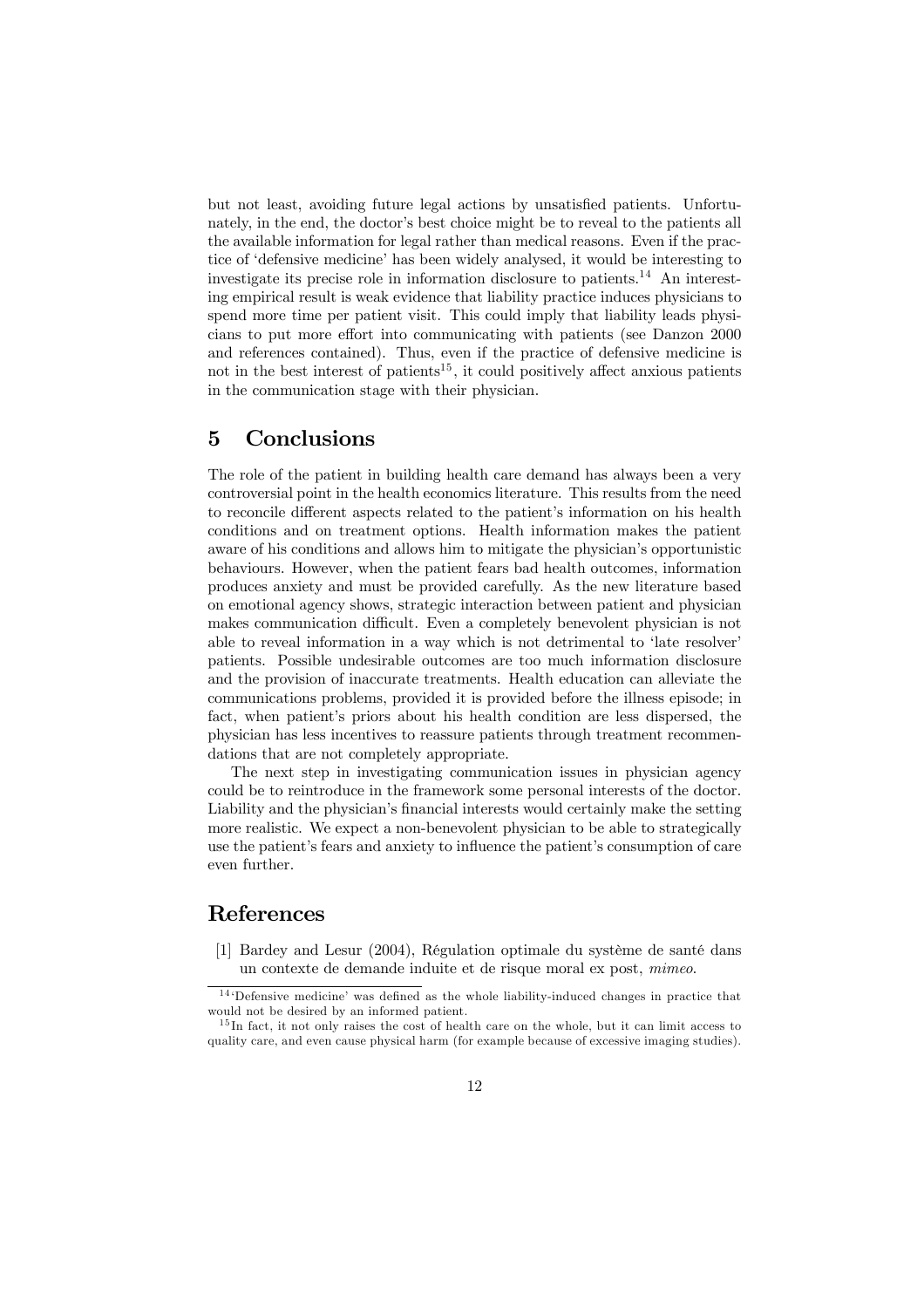but not least, avoiding future legal actions by unsatisfied patients. Unfortunately, in the end, the doctor's best choice might be to reveal to the patients all the available information for legal rather than medical reasons. Even if the practice of 'defensive medicine' has been widely analysed, it would be interesting to investigate its precise role in information disclosure to patients.[14] An interesting empirical result is weak evidence that liability practice induces physicians to spend more time per patient visit. This could imply that liability leads physicians to put more effort into communicating with patients (see Danzon 2000 and references contained). Thus, even if the practice of defensive medicine is not in the best interest of patients[15], it could positively affect anxious patients in the communication stage with their physician.

## 5 Conclusions

The role of the patient in building health care demand has always been a very controversial point in the health economics literature. This results from the need to reconcile different aspects related to the patient's information on his health conditions and on treatment options. Health information makes the patient aware of his conditions and allows him to mitigate the physician's opportunistic behaviours. However, when the patient fears bad health outcomes, information produces anxiety and must be provided carefully. As the new literature based on emotional agency shows, strategic interaction between patient and physician makes communication difficult. Even a completely benevolent physician is not able to reveal information in a way which is not detrimental to 'late resolver' patients. Possible undesirable outcomes are too much information disclosure and the provision of inaccurate treatments. Health education can alleviate the communications problems, provided it is provided before the illness episode; in fact, when patient's priors about his health condition are less dispersed, the physician has less incentives to reassure patients through treatment recommendations that are not completely appropriate.

The next step in investigating communication issues in physician agency could be to reintroduce in the framework some personal interests of the doctor. Liability and the physician's financial interests would certainly make the setting more realistic. We expect a non-benevolent physician to be able to strategically use the patient's fears and anxiety to influence the patient's consumption of care even further.

## References

[1] Bardey and Lesur (2004), Régulation optimale du système de santé dans un contexte de demande induite et de risque moral ex post, *mimeo*.

---

[14] 'Defensive medicine' was defined as the whole liability-induced changes in practice that would not be desired by an informed patient.

[15] In fact, it not only raises the cost of health care on the whole, but it can limit access to quality care, and even cause physical harm (for example because of excessive imaging studies).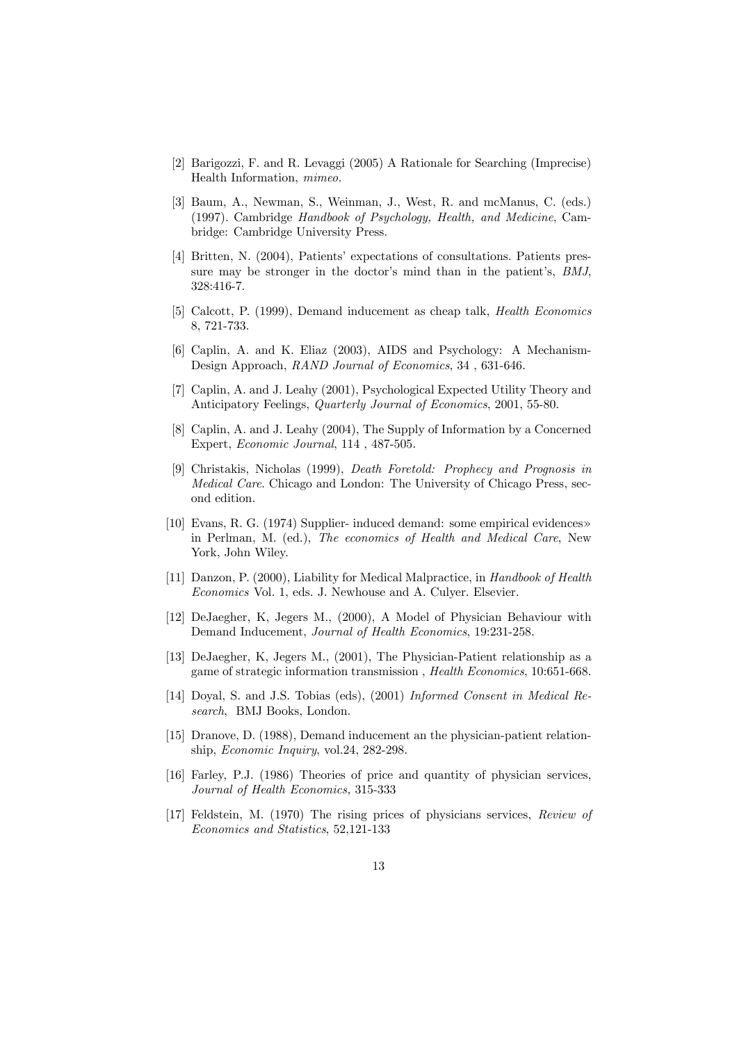[2] Barigozzi, F. and R. Levaggi (2005) A Rationale for Searching (Imprecise) Health Information, *mimeo.*

[3] Baum, A., Newman, S., Weinman, J., West, R. and mcManus, C. (eds.) (1997). Cambridge *Handbook of Psychology, Health, and Medicine*, Cambridge: Cambridge University Press.

[4] Britten, N. (2004), Patients' expectations of consultations. Patients pressure may be stronger in the doctor's mind than in the patient's, *BMJ*, 328:416-7.

[5] Calcott, P. (1999), Demand inducement as cheap talk, *Health Economics* 8, 721-733.

[6] Caplin, A. and K. Eliaz (2003), AIDS and Psychology: A Mechanism-Design Approach, *RAND Journal of Economics*, 34 , 631-646.

[7] Caplin, A. and J. Leahy (2001), Psychological Expected Utility Theory and Anticipatory Feelings, *Quarterly Journal of Economics*, 2001, 55-80.

[8] Caplin, A. and J. Leahy (2004), The Supply of Information by a Concerned Expert, *Economic Journal*, 114 , 487-505.

[9] Christakis, Nicholas (1999), *Death Foretold: Prophecy and Prognosis in Medical Care.* Chicago and London: The University of Chicago Press, second edition.

[10] Evans, R. G. (1974) Supplier- induced demand: some empirical evidences» in Perlman, M. (ed.), *The economics of Health and Medical Care*, New York, John Wiley.

[11] Danzon, P. (2000), Liability for Medical Malpractice, in *Handbook of Health Economics* Vol. 1, eds. J. Newhouse and A. Culyer. Elsevier.

[12] DeJaegher, K, Jegers M., (2000), A Model of Physician Behaviour with Demand Inducement, *Journal of Health Economics*, 19:231-258.

[13] DeJaegher, K, Jegers M., (2001), The Physician-Patient relationship as a game of strategic information transmission , *Health Economics*, 10:651-668.

[14] Doyal, S. and J.S. Tobias (eds), (2001) *Informed Consent in Medical Research*, BMJ Books, London.

[15] Dranove, D. (1988), Demand inducement an the physician-patient relationship, *Economic Inquiry*, vol.24, 282-298.

[16] Farley, P.J. (1986) Theories of price and quantity of physician services, *Journal of Health Economics,* 315-333

[17] Feldstein, M. (1970) The rising prices of physicians services, *Review of Economics and Statistics*, 52,121-133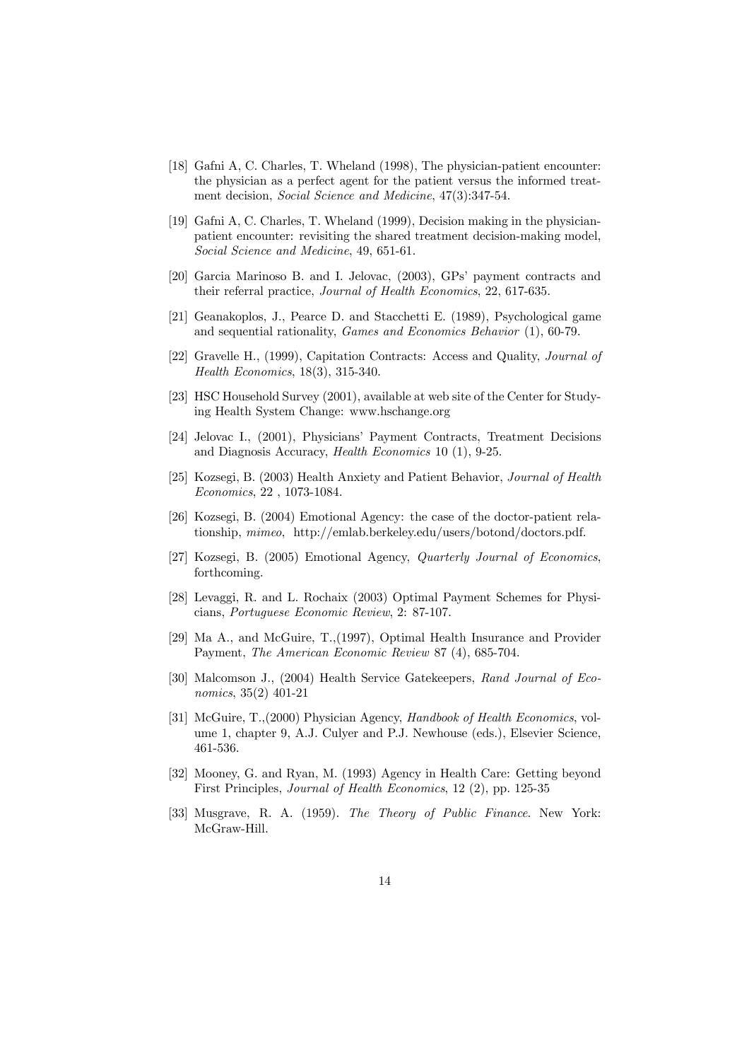[18] Gafni A, C. Charles, T. Wheland (1998), The physician-patient encounter: the physician as a perfect agent for the patient versus the informed treatment decision, *Social Science and Medicine*, 47(3):347-54.

[19] Gafni A, C. Charles, T. Wheland (1999), Decision making in the physician-patient encounter: revisiting the shared treatment decision-making model, *Social Science and Medicine*, 49, 651-61.

[20] Garcia Marinoso B. and I. Jelovac, (2003), GPs' payment contracts and their referral practice, *Journal of Health Economics*, 22, 617-635.

[21] Geanakoplos, J., Pearce D. and Stacchetti E. (1989), Psychological game and sequential rationality, *Games and Economics Behavior* (1), 60-79.

[22] Gravelle H., (1999), Capitation Contracts: Access and Quality, *Journal of Health Economics*, 18(3), 315-340.

[23] HSC Household Survey (2001), available at web site of the Center for Studying Health System Change: www.hschange.org

[24] Jelovac I., (2001), Physicians' Payment Contracts, Treatment Decisions and Diagnosis Accuracy, *Health Economics* 10 (1), 9-25.

[25] Kozsegi, B. (2003) Health Anxiety and Patient Behavior, *Journal of Health Economics*, 22 , 1073-1084.

[26] Kozsegi, B. (2004) Emotional Agency: the case of the doctor-patient relationship, *mimeo*, http://emlab.berkeley.edu/users/botond/doctors.pdf.

[27] Kozsegi, B. (2005) Emotional Agency, *Quarterly Journal of Economics*, forthcoming.

[28] Levaggi, R. and L. Rochaix (2003) Optimal Payment Schemes for Physicians, *Portuguese Economic Review*, 2: 87-107.

[29] Ma A., and McGuire, T.,(1997), Optimal Health Insurance and Provider Payment, *The American Economic Review* 87 (4), 685-704.

[30] Malcomson J., (2004) Health Service Gatekeepers, *Rand Journal of Economics*, 35(2) 401-21

[31] McGuire, T.,(2000) Physician Agency, *Handbook of Health Economics*, volume 1, chapter 9, A.J. Culyer and P.J. Newhouse (eds.), Elsevier Science, 461-536.

[32] Mooney, G. and Ryan, M. (1993) Agency in Health Care: Getting beyond First Principles, *Journal of Health Economics*, 12 (2), pp. 125-35

[33] Musgrave, R. A. (1959). *The Theory of Public Finance*. New York: McGraw-Hill.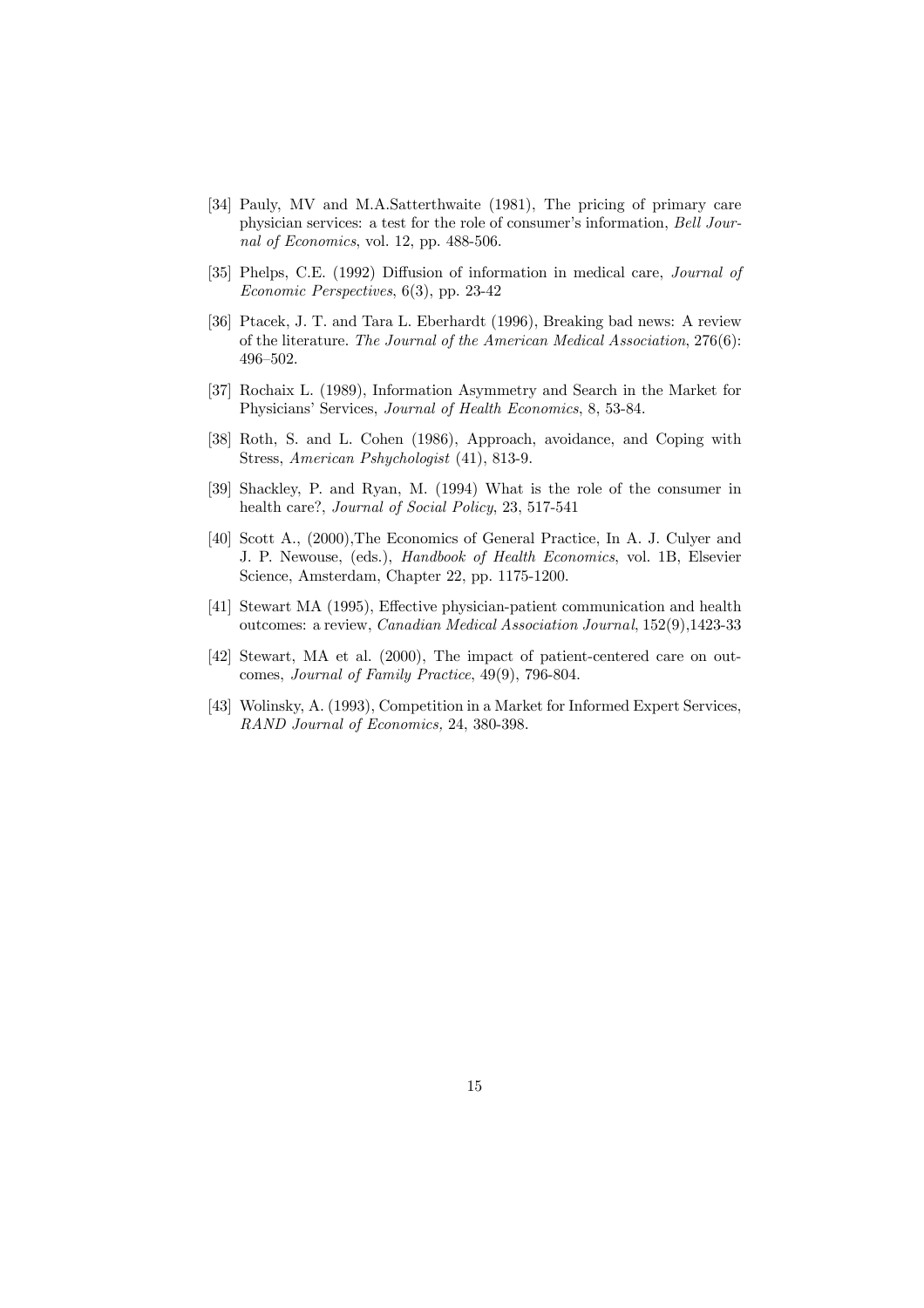[34] Pauly, MV and M.A.Satterthwaite (1981), The pricing of primary care physician services: a test for the role of consumer's information, *Bell Journal of Economics*, vol. 12, pp. 488-506.

[35] Phelps, C.E. (1992) Diffusion of information in medical care, *Journal of Economic Perspectives*, 6(3), pp. 23-42

[36] Ptacek, J. T. and Tara L. Eberhardt (1996), Breaking bad news: A review of the literature. *The Journal of the American Medical Association*, 276(6): 496–502.

[37] Rochaix L. (1989), Information Asymmetry and Search in the Market for Physicians' Services, *Journal of Health Economics*, 8, 53-84.

[38] Roth, S. and L. Cohen (1986), Approach, avoidance, and Coping with Stress, *American Pshychologist* (41), 813-9.

[39] Shackley, P. and Ryan, M. (1994) What is the role of the consumer in health care?, *Journal of Social Policy*, 23, 517-541

[40] Scott A., (2000),The Economics of General Practice, In A. J. Culyer and J. P. Newouse, (eds.), *Handbook of Health Economics*, vol. 1B, Elsevier Science, Amsterdam, Chapter 22, pp. 1175-1200.

[41] Stewart MA (1995), Effective physician-patient communication and health outcomes: a review, *Canadian Medical Association Journal*, 152(9),1423-33

[42] Stewart, MA et al. (2000), The impact of patient-centered care on outcomes, *Journal of Family Practice*, 49(9), 796-804.

[43] Wolinsky, A. (1993), Competition in a Market for Informed Expert Services, *RAND Journal of Economics,* 24, 380-398.